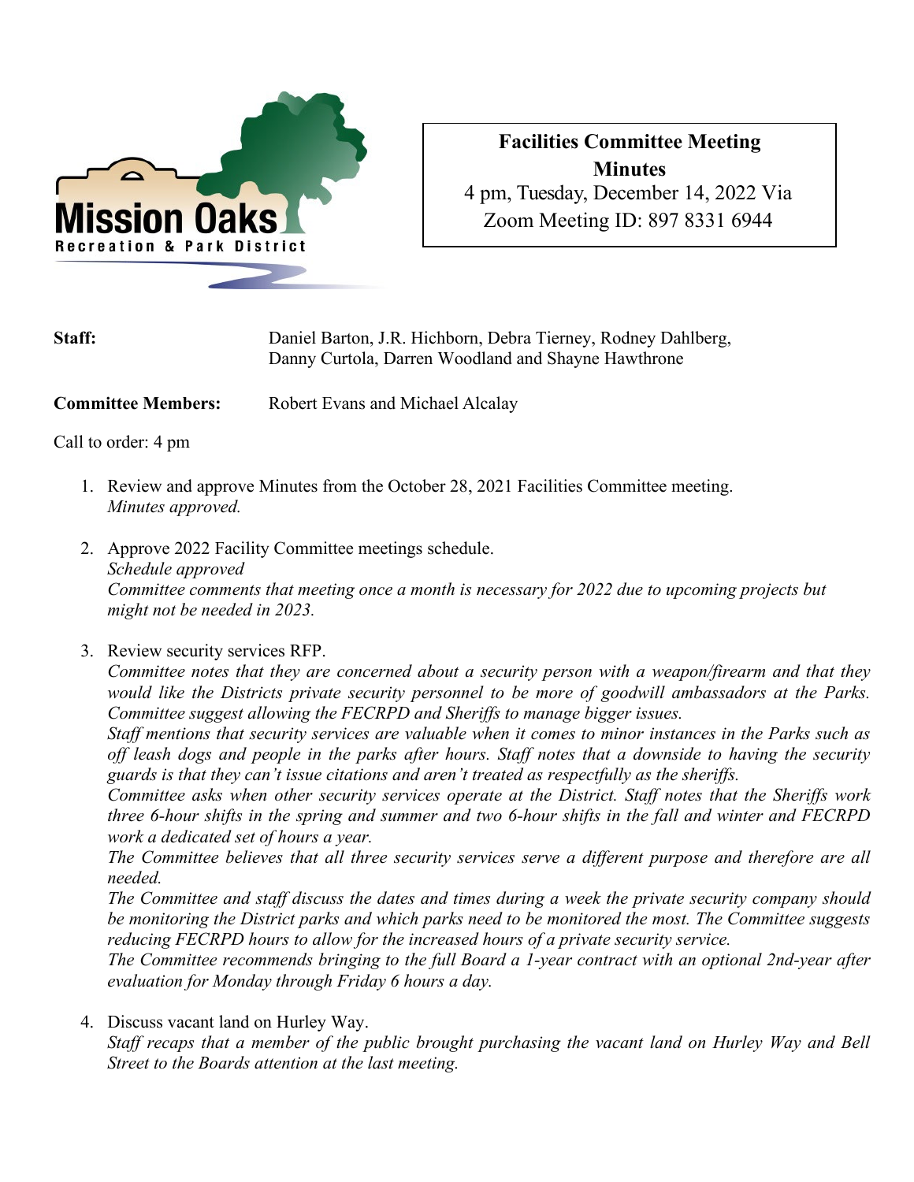**Mission Oaks**
**Recreation & Park District**

**Facilities Committee Meeting Minutes**
4 pm, Tuesday, December 14, 2022 Via Zoom Meeting ID: 897 8331 6944

**Staff:** Daniel Barton, J.R. Hichborn, Debra Tierney, Rodney Dahlberg, Danny Curtola, Darren Woodland and Shayne Hawthrone

**Committee Members:** Robert Evans and Michael Alcalay

Call to order: 4 pm

1. Review and approve Minutes from the October 28, 2021 Facilities Committee meeting.
   *Minutes approved.*

2. Approve 2022 Facility Committee meetings schedule.
   *Schedule approved*
   *Committee comments that meeting once a month is necessary for 2022 due to upcoming projects but might not be needed in 2023.*

3. Review security services RFP.
   *Committee notes that they are concerned about a security person with a weapon/firearm and that they would like the Districts private security personnel to be more of goodwill ambassadors at the Parks. Committee suggest allowing the FECRPD and Sheriffs to manage bigger issues.*
   *Staff mentions that security services are valuable when it comes to minor instances in the Parks such as off leash dogs and people in the parks after hours. Staff notes that a downside to having the security guards is that they can't issue citations and aren't treated as respectfully as the sheriffs.*
   *Committee asks when other security services operate at the District. Staff notes that the Sheriffs work three 6-hour shifts in the spring and summer and two 6-hour shifts in the fall and winter and FECRPD work a dedicated set of hours a year.*
   *The Committee believes that all three security services serve a different purpose and therefore are all needed.*
   *The Committee and staff discuss the dates and times during a week the private security company should be monitoring the District parks and which parks need to be monitored the most. The Committee suggests reducing FECRPD hours to allow for the increased hours of a private security service.*
   *The Committee recommends bringing to the full Board a 1-year contract with an optional 2nd-year after evaluation for Monday through Friday 6 hours a day.*

4. Discuss vacant land on Hurley Way.
   *Staff recaps that a member of the public brought purchasing the vacant land on Hurley Way and Bell Street to the Boards attention at the last meeting.*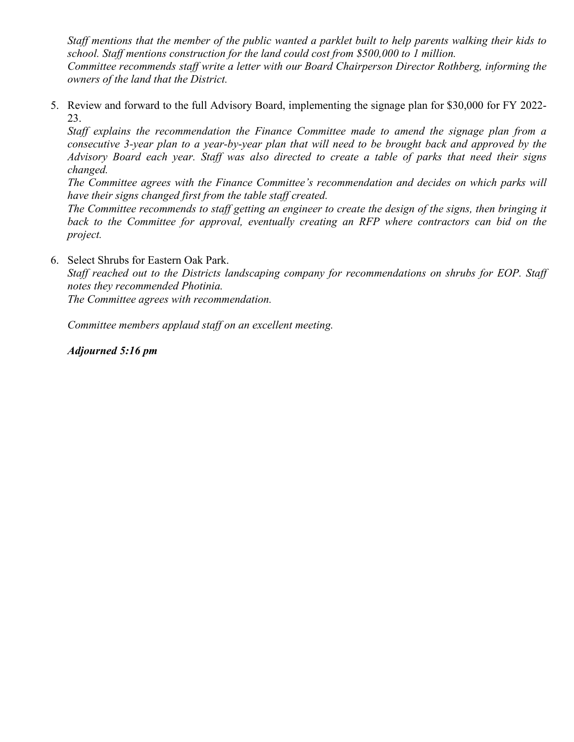*Staff mentions that the member of the public wanted a parklet built to help parents walking their kids to school. Staff mentions construction for the land could cost from $500,000 to 1 million.*
*Committee recommends staff write a letter with our Board Chairperson Director Rothberg, informing the owners of the land that the District.*

5. Review and forward to the full Advisory Board, implementing the signage plan for $30,000 for FY 2022-23.
   *Staff explains the recommendation the Finance Committee made to amend the signage plan from a consecutive 3-year plan to a year-by-year plan that will need to be brought back and approved by the Advisory Board each year. Staff was also directed to create a table of parks that need their signs changed.*
   *The Committee agrees with the Finance Committee's recommendation and decides on which parks will have their signs changed first from the table staff created.*
   *The Committee recommends to staff getting an engineer to create the design of the signs, then bringing it back to the Committee for approval, eventually creating an RFP where contractors can bid on the project.*

6. Select Shrubs for Eastern Oak Park.
   *Staff reached out to the Districts landscaping company for recommendations on shrubs for EOP. Staff notes they recommended Photinia.*
   *The Committee agrees with recommendation.*

   *Committee members applaud staff on an excellent meeting.*

   ***Adjourned 5:16 pm***